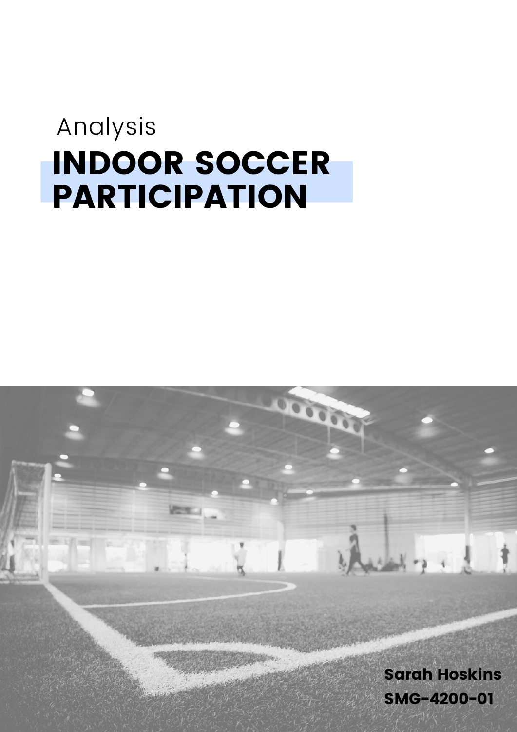Analysis

# INDOOR SOCCER PARTICIPATION

**Sarah Hoskins**
**SMG-4200-01**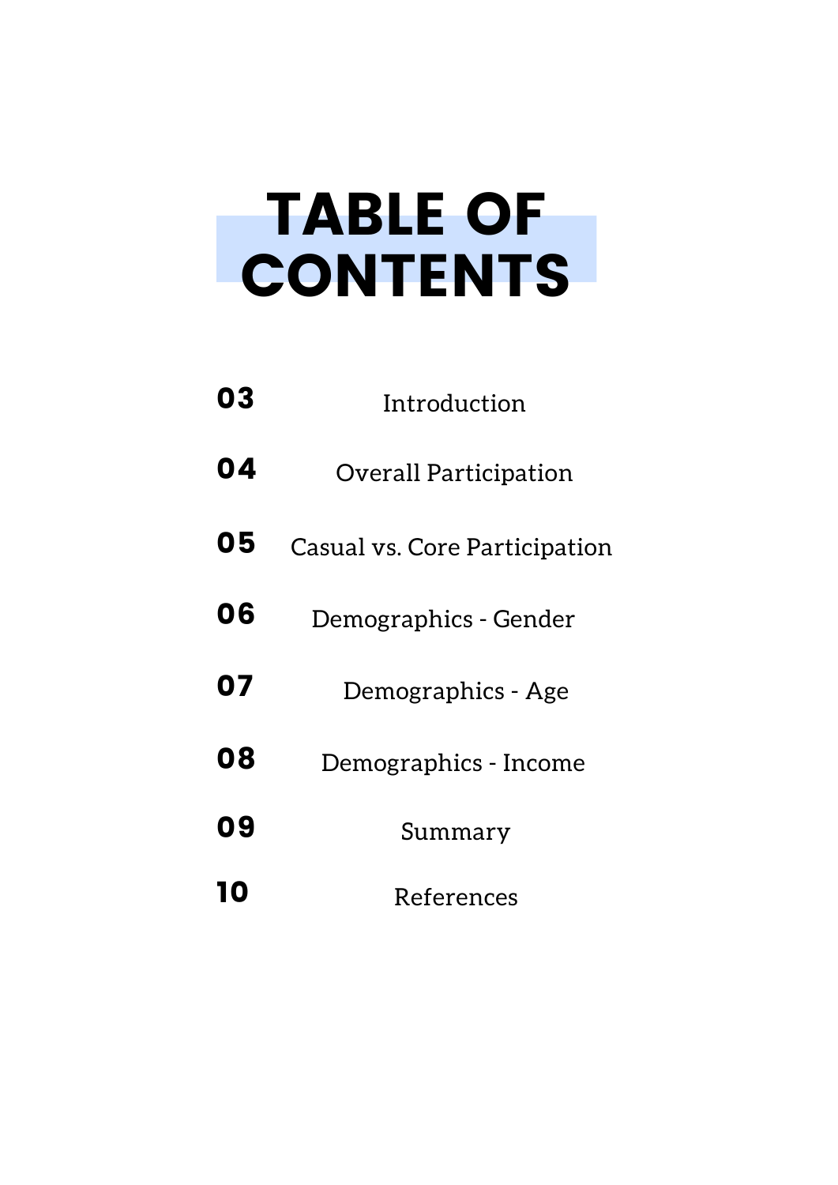# TABLE OF CONTENTS

| | |
|---|---|
| 03 | Introduction |
| 04 | Overall Participation |
| 05 | Casual vs. Core Participation |
| 06 | Demographics - Gender |
| 07 | Demographics - Age |
| 08 | Demographics - Income |
| 09 | Summary |
| 10 | References |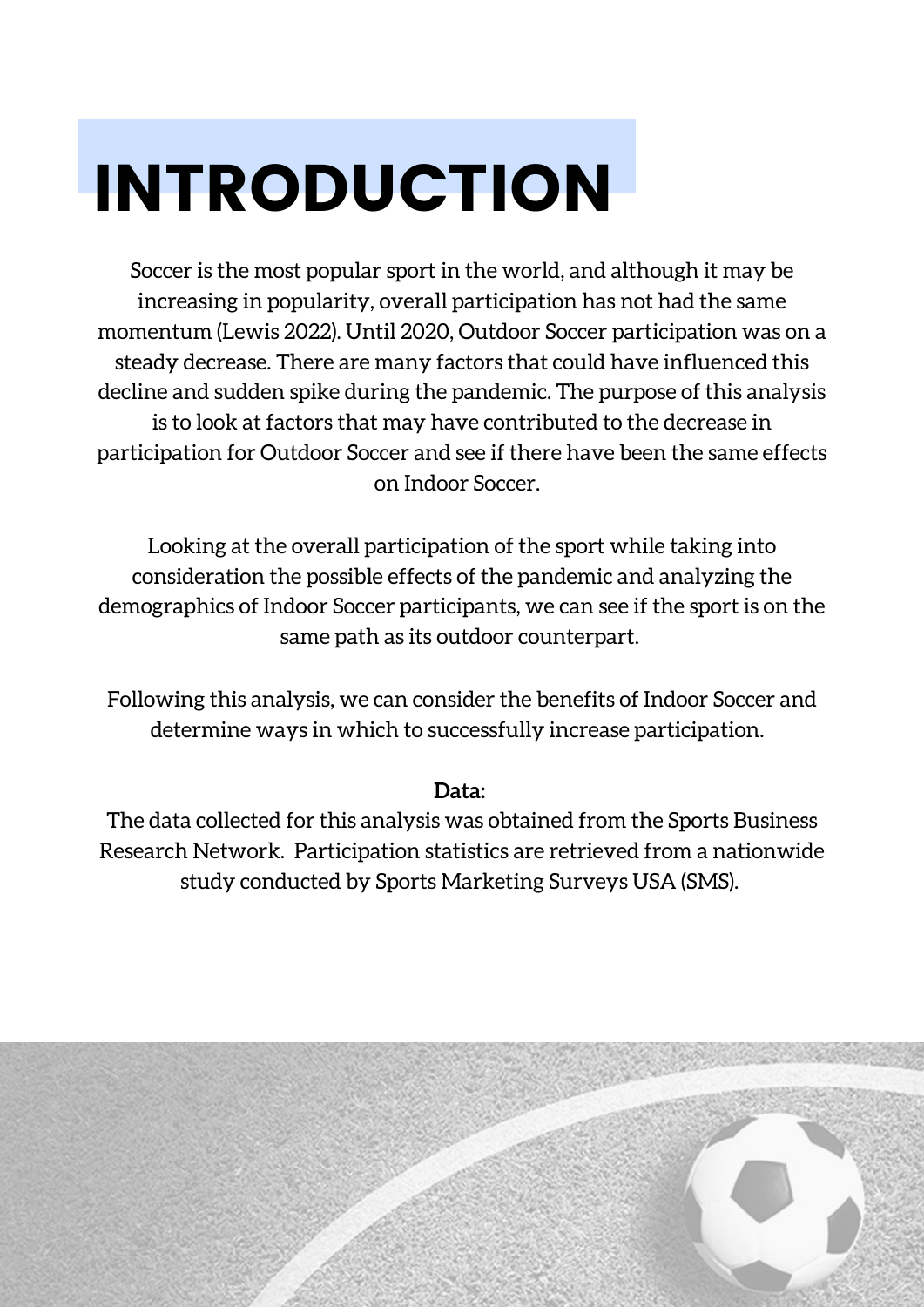# INTRODUCTION

Soccer is the most popular sport in the world, and although it may be increasing in popularity, overall participation has not had the same momentum (Lewis 2022). Until 2020, Outdoor Soccer participation was on a steady decrease. There are many factors that could have influenced this decline and sudden spike during the pandemic. The purpose of this analysis is to look at factors that may have contributed to the decrease in participation for Outdoor Soccer and see if there have been the same effects on Indoor Soccer.

Looking at the overall participation of the sport while taking into consideration the possible effects of the pandemic and analyzing the demographics of Indoor Soccer participants, we can see if the sport is on the same path as its outdoor counterpart.

Following this analysis, we can consider the benefits of Indoor Soccer and determine ways in which to successfully increase participation.

**Data:**

The data collected for this analysis was obtained from the Sports Business Research Network. Participation statistics are retrieved from a nationwide study conducted by Sports Marketing Surveys USA (SMS).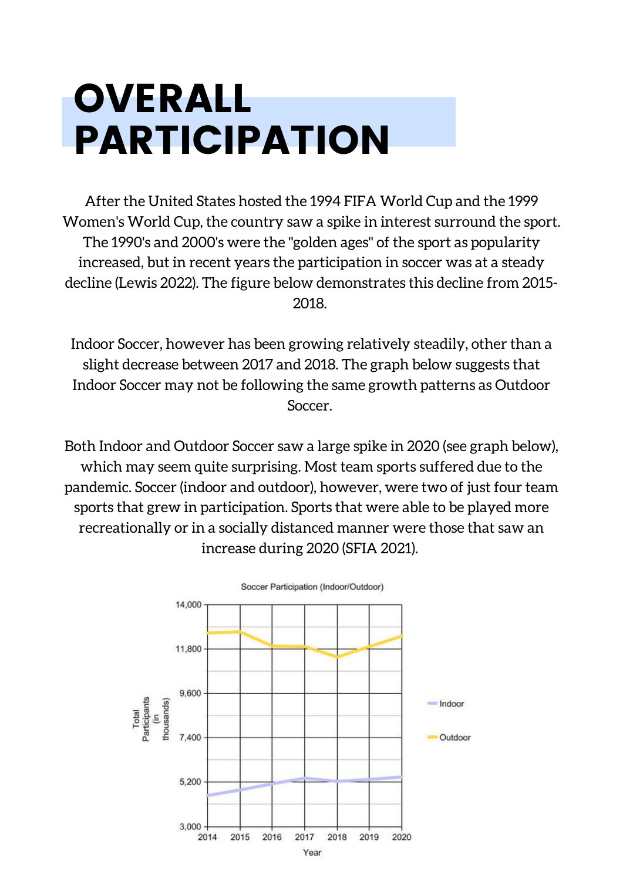# OVERALL PARTICIPATION

After the United States hosted the 1994 FIFA World Cup and the 1999 Women's World Cup, the country saw a spike in interest surround the sport. The 1990's and 2000's were the "golden ages" of the sport as popularity increased, but in recent years the participation in soccer was at a steady decline (Lewis 2022). The figure below demonstrates this decline from 2015-2018.

Indoor Soccer, however has been growing relatively steadily, other than a slight decrease between 2017 and 2018. The graph below suggests that Indoor Soccer may not be following the same growth patterns as Outdoor Soccer.

Both Indoor and Outdoor Soccer saw a large spike in 2020 (see graph below), which may seem quite surprising. Most team sports suffered due to the pandemic. Soccer (indoor and outdoor), however, were two of just four team sports that grew in participation. Sports that were able to be played more recreationally or in a socially distanced manner were those that saw an increase during 2020 (SFIA 2021).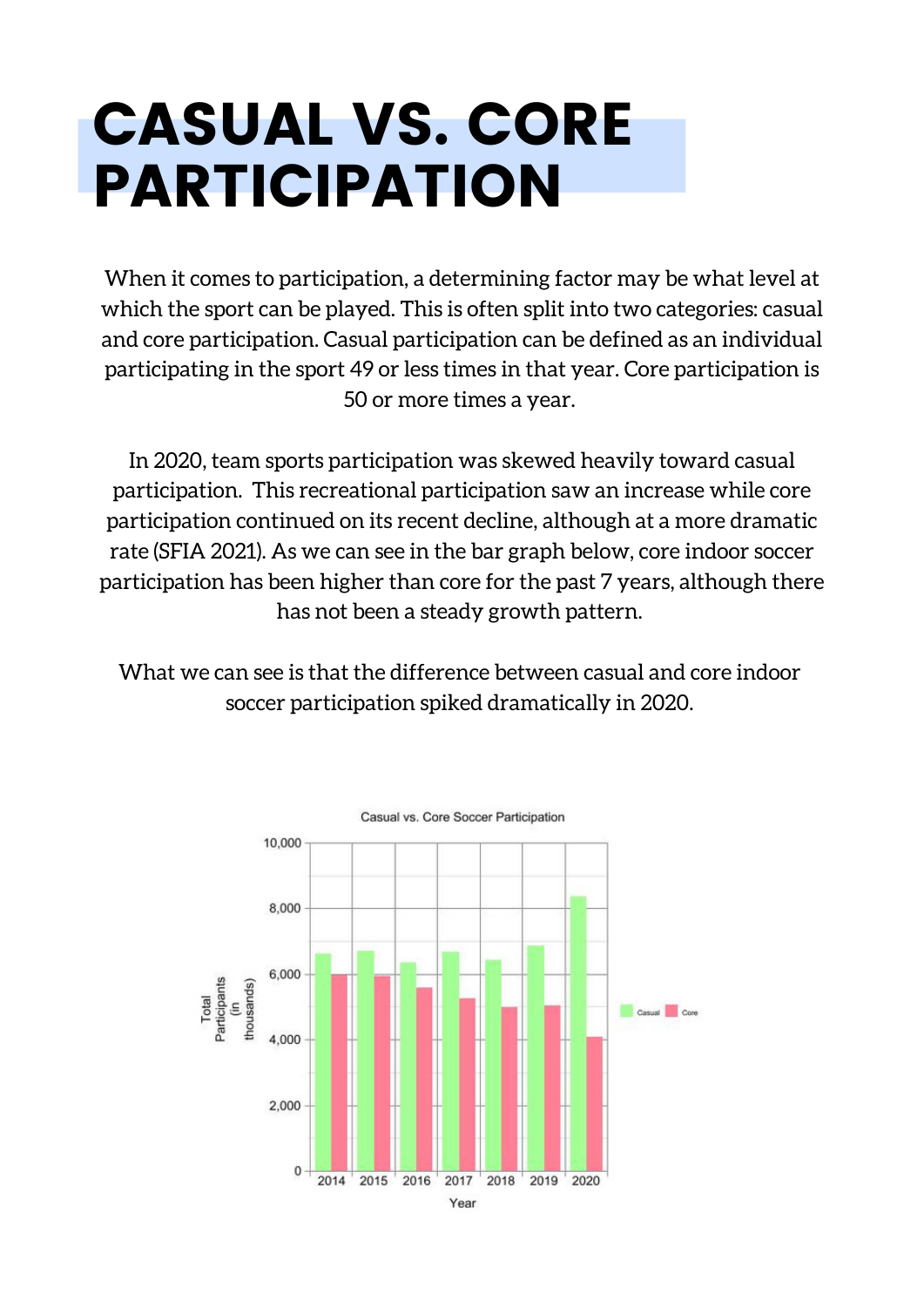# CASUAL VS. CORE PARTICIPATION

When it comes to participation, a determining factor may be what level at which the sport can be played. This is often split into two categories: casual and core participation. Casual participation can be defined as an individual participating in the sport 49 or less times in that year. Core participation is 50 or more times a year.

In 2020, team sports participation was skewed heavily toward casual participation. This recreational participation saw an increase while core participation continued on its recent decline, although at a more dramatic rate (SFIA 2021). As we can see in the bar graph below, core indoor soccer participation has been higher than core for the past 7 years, although there has not been a steady growth pattern.

What we can see is that the difference between casual and core indoor soccer participation spiked dramatically in 2020.

Casual vs. Core Soccer Participation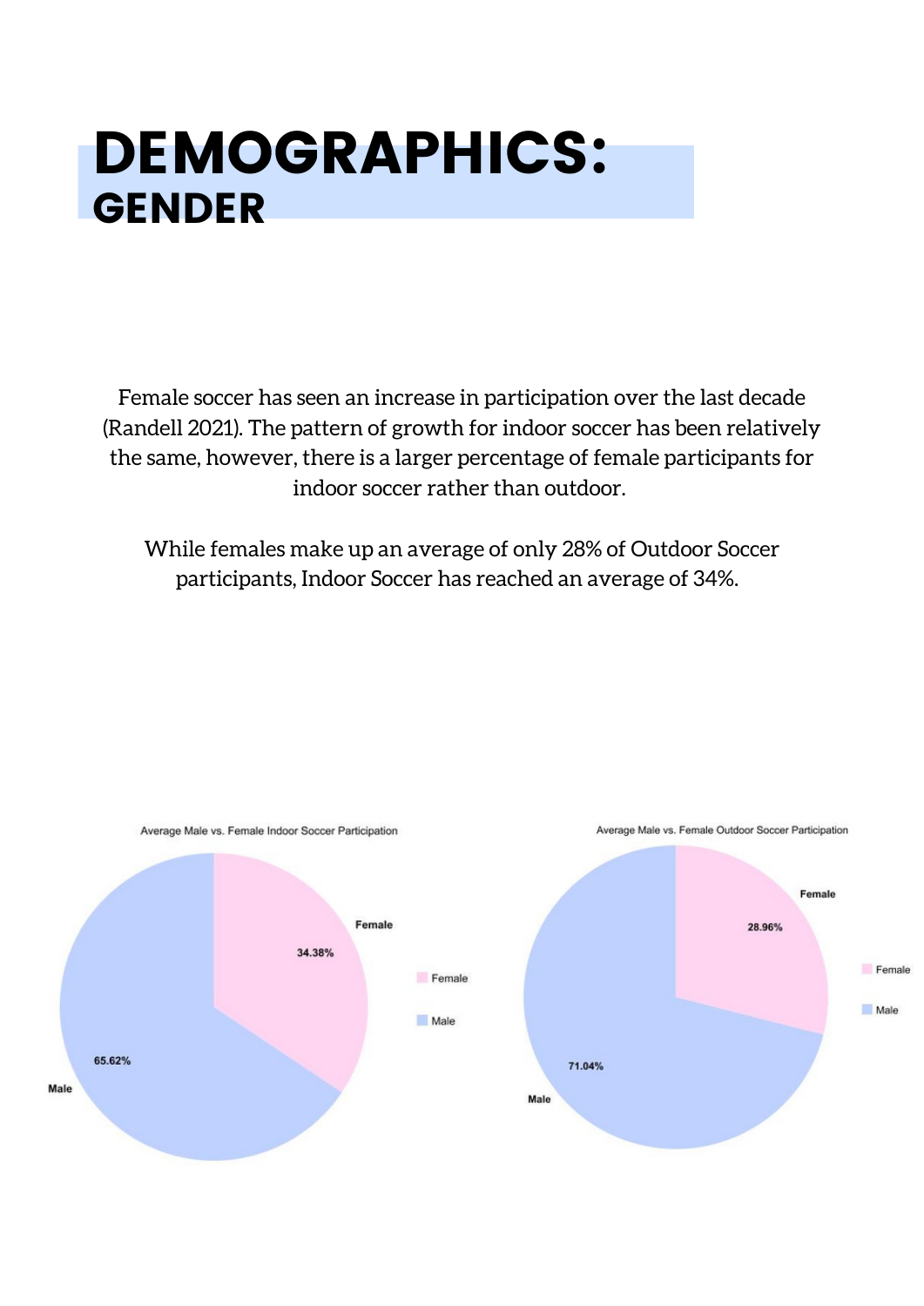# DEMOGRAPHICS:
## GENDER

Female soccer has seen an increase in participation over the last decade (Randell 2021). The pattern of growth for indoor soccer has been relatively the same, however, there is a larger percentage of female participants for indoor soccer rather than outdoor.

While females make up an average of only 28% of Outdoor Soccer participants, Indoor Soccer has reached an average of 34%.

Average Male vs. Female Indoor Soccer Participation

| Gender | Percentage |
| --- | --- |
| Female | 34.38% |
| Male | 65.62% |

Average Male vs. Female Outdoor Soccer Participation

| Gender | Percentage |
| --- | --- |
| Female | 28.96% |
| Male | 71.04% |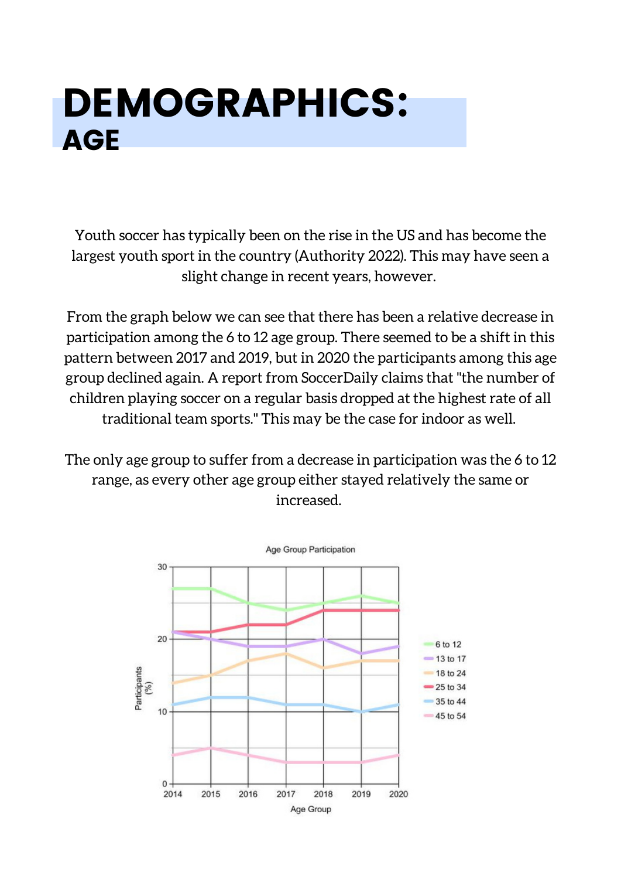# DEMOGRAPHICS:
## AGE

Youth soccer has typically been on the rise in the US and has become the largest youth sport in the country (Authority 2022). This may have seen a slight change in recent years, however.

From the graph below we can see that there has been a relative decrease in participation among the 6 to 12 age group. There seemed to be a shift in this pattern between 2017 and 2019, but in 2020 the participants among this age group declined again. A report from SoccerDaily claims that "the number of children playing soccer on a regular basis dropped at the highest rate of all traditional team sports." This may be the case for indoor as well.

The only age group to suffer from a decrease in participation was the 6 to 12 range, as every other age group either stayed relatively the same or increased.

Age Group Participation

| Age Group | 2014 | 2015 | 2016 | 2017 | 2018 | 2019 | 2020 |
|---|---|---|---|---|---|---|---|
| 6 to 12 | 27 | 27 | 25 | 24 | 25 | 26 | 25 |
| 13 to 17 | 21 | 20 | 19 | 19 | 20 | 18 | 19 |
| 18 to 24 | 14 | 15 | 17 | 18 | 16 | 17 | 17 |
| 25 to 34 | 21 | 21 | 22 | 22 | 24 | 24 | 24 |
| 35 to 44 | 11 | 12 | 12 | 11 | 11 | 10 | 11 |
| 45 to 54 | 4 | 5 | 4 | 3 | 3 | 3 | 4 |

Participants (%) / Age Group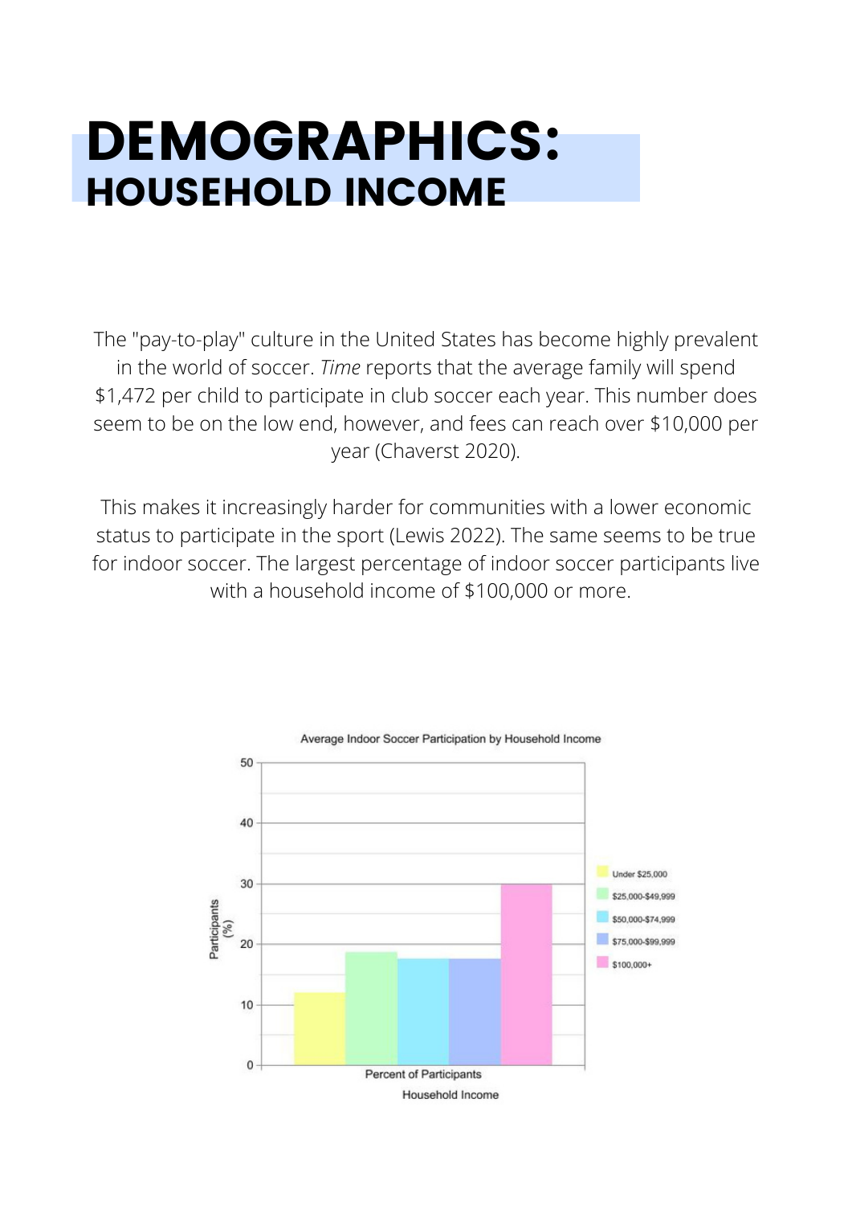# DEMOGRAPHICS:
## HOUSEHOLD INCOME

The "pay-to-play" culture in the United States has become highly prevalent in the world of soccer. *Time* reports that the average family will spend $1,472 per child to participate in club soccer each year. This number does seem to be on the low end, however, and fees can reach over $10,000 per year (Chaverst 2020).

This makes it increasingly harder for communities with a lower economic status to participate in the sport (Lewis 2022). The same seems to be true for indoor soccer. The largest percentage of indoor soccer participants live with a household income of $100,000 or more.

Average Indoor Soccer Participation by Household Income

Participants (%)

Percent of Participants

Household Income

Under $25,000

$25,000-$49,999

$50,000-$74,999

$75,000-$99,999

$100,000+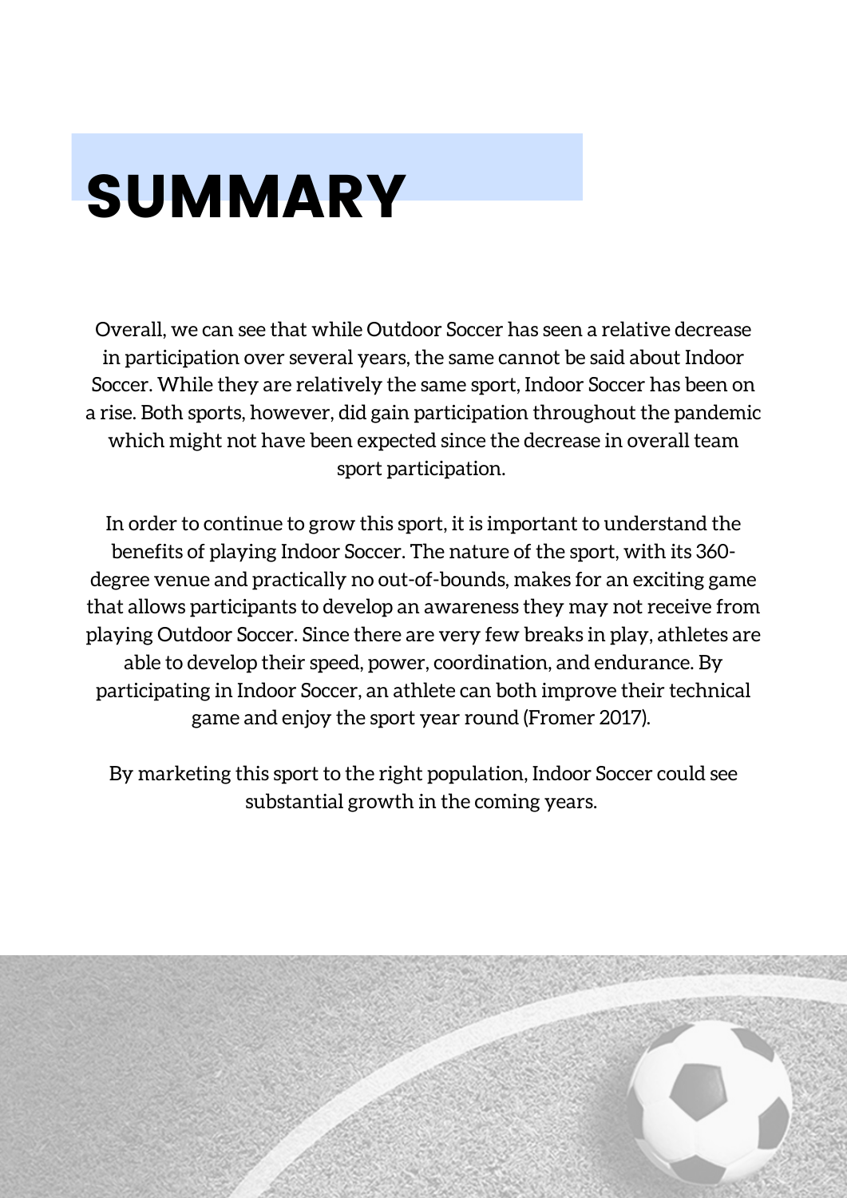# SUMMARY

Overall, we can see that while Outdoor Soccer has seen a relative decrease in participation over several years, the same cannot be said about Indoor Soccer. While they are relatively the same sport, Indoor Soccer has been on a rise. Both sports, however, did gain participation throughout the pandemic which might not have been expected since the decrease in overall team sport participation.

In order to continue to grow this sport, it is important to understand the benefits of playing Indoor Soccer. The nature of the sport, with its 360-degree venue and practically no out-of-bounds, makes for an exciting game that allows participants to develop an awareness they may not receive from playing Outdoor Soccer. Since there are very few breaks in play, athletes are able to develop their speed, power, coordination, and endurance. By participating in Indoor Soccer, an athlete can both improve their technical game and enjoy the sport year round (Fromer 2017).

By marketing this sport to the right population, Indoor Soccer could see substantial growth in the coming years.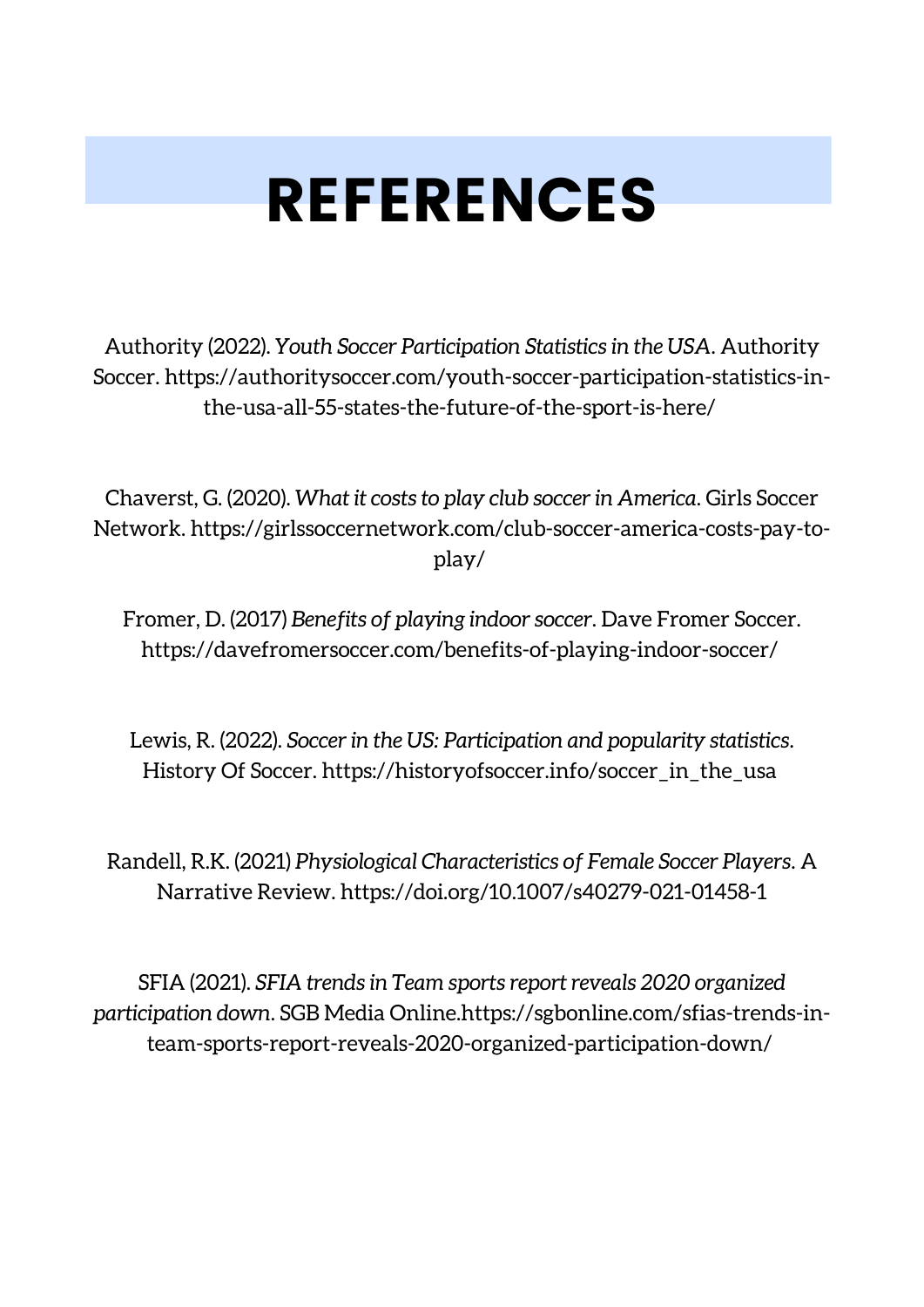# REFERENCES

Authority (2022). *Youth Soccer Participation Statistics in the USA*. Authority Soccer. https://authoritysoccer.com/youth-soccer-participation-statistics-in-the-usa-all-55-states-the-future-of-the-sport-is-here/

Chaverst, G. (2020). *What it costs to play club soccer in America*. Girls Soccer Network. https://girlssoccernetwork.com/club-soccer-america-costs-pay-to-play/

Fromer, D. (2017) *Benefits of playing indoor soccer*. Dave Fromer Soccer. https://davefromersoccer.com/benefits-of-playing-indoor-soccer/

Lewis, R. (2022). *Soccer in the US: Participation and popularity statistics*. History Of Soccer. https://historyofsoccer.info/soccer_in_the_usa

Randell, R.K. (2021) *Physiological Characteristics of Female Soccer Players*. A Narrative Review. https://doi.org/10.1007/s40279-021-01458-1

SFIA (2021). *SFIA trends in Team sports report reveals 2020 organized participation down*. SGB Media Online.https://sgbonline.com/sfias-trends-in-team-sports-report-reveals-2020-organized-participation-down/